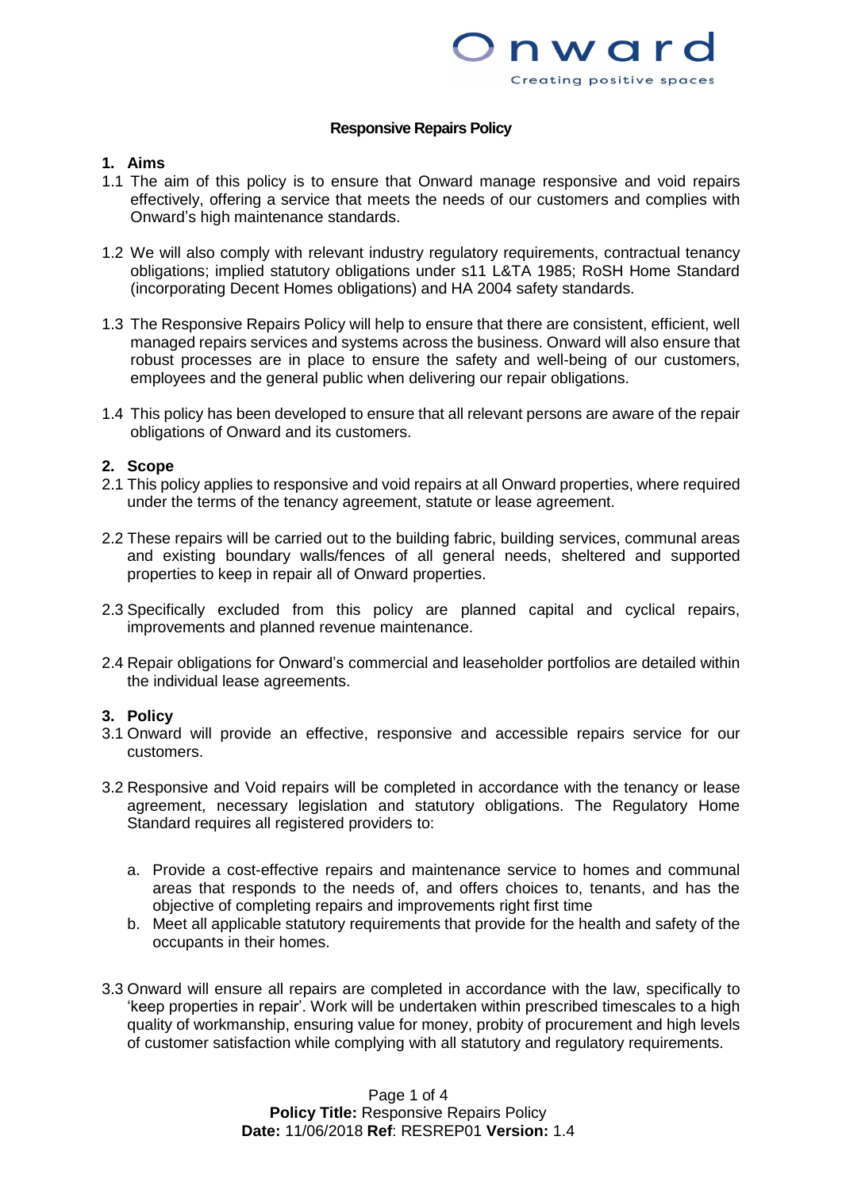# Responsive Repairs Policy

## 1. Aims

1.1 The aim of this policy is to ensure that Onward manage responsive and void repairs effectively, offering a service that meets the needs of our customers and complies with Onward's high maintenance standards.

1.2 We will also comply with relevant industry regulatory requirements, contractual tenancy obligations; implied statutory obligations under s11 L&TA 1985; RoSH Home Standard (incorporating Decent Homes obligations) and HA 2004 safety standards.

1.3 The Responsive Repairs Policy will help to ensure that there are consistent, efficient, well managed repairs services and systems across the business. Onward will also ensure that robust processes are in place to ensure the safety and well-being of our customers, employees and the general public when delivering our repair obligations.

1.4 This policy has been developed to ensure that all relevant persons are aware of the repair obligations of Onward and its customers.

## 2. Scope

2.1 This policy applies to responsive and void repairs at all Onward properties, where required under the terms of the tenancy agreement, statute or lease agreement.

2.2 These repairs will be carried out to the building fabric, building services, communal areas and existing boundary walls/fences of all general needs, sheltered and supported properties to keep in repair all of Onward properties.

2.3 Specifically excluded from this policy are planned capital and cyclical repairs, improvements and planned revenue maintenance.

2.4 Repair obligations for Onward's commercial and leaseholder portfolios are detailed within the individual lease agreements.

## 3. Policy

3.1 Onward will provide an effective, responsive and accessible repairs service for our customers.

3.2 Responsive and Void repairs will be completed in accordance with the tenancy or lease agreement, necessary legislation and statutory obligations. The Regulatory Home Standard requires all registered providers to:

a. Provide a cost-effective repairs and maintenance service to homes and communal areas that responds to the needs of, and offers choices to, tenants, and has the objective of completing repairs and improvements right first time

b. Meet all applicable statutory requirements that provide for the health and safety of the occupants in their homes.

3.3 Onward will ensure all repairs are completed in accordance with the law, specifically to 'keep properties in repair'. Work will be undertaken within prescribed timescales to a high quality of workmanship, ensuring value for money, probity of procurement and high levels of customer satisfaction while complying with all statutory and regulatory requirements.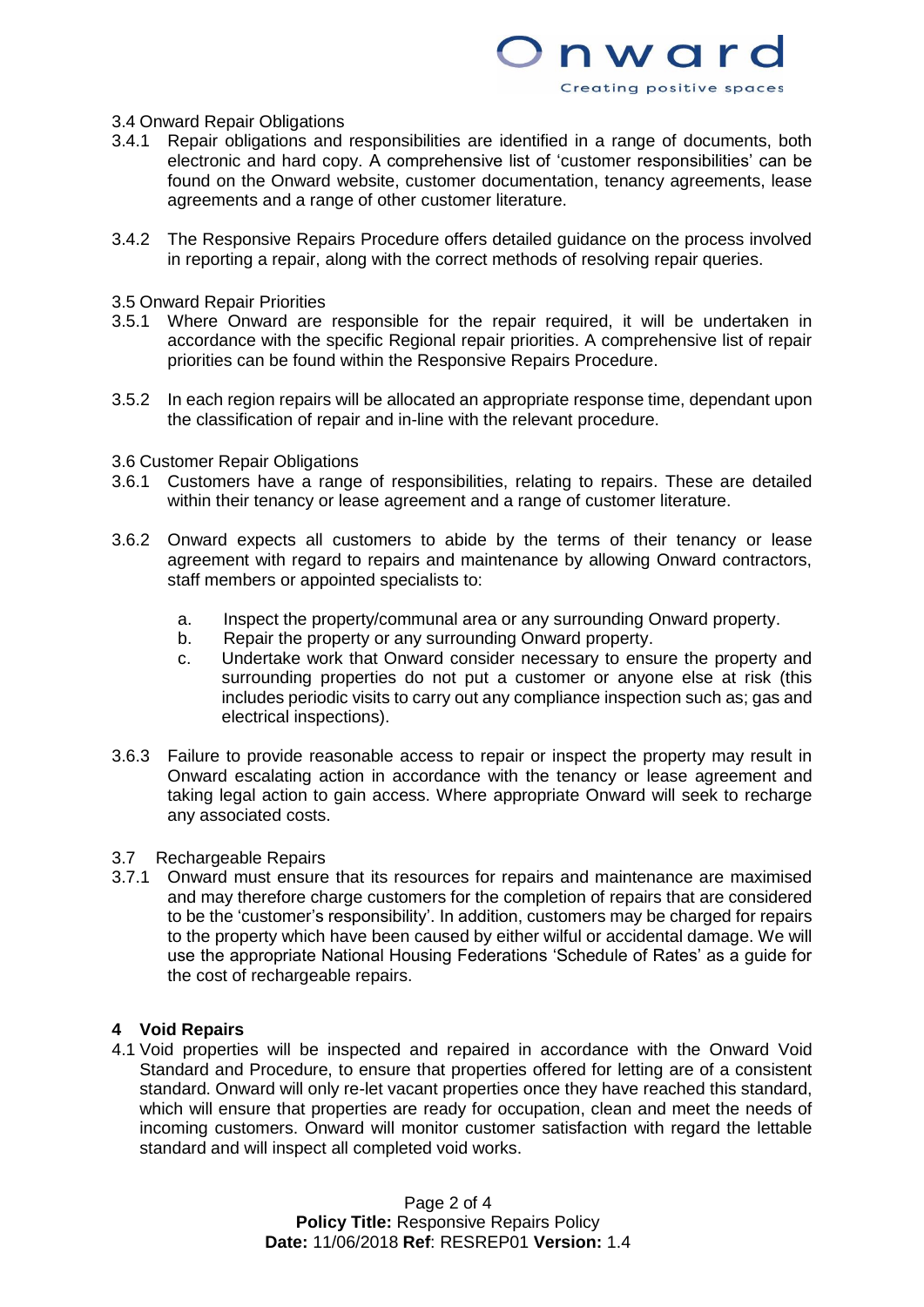### 3.4 Onward Repair Obligations

3.4.1 Repair obligations and responsibilities are identified in a range of documents, both electronic and hard copy. A comprehensive list of 'customer responsibilities' can be found on the Onward website, customer documentation, tenancy agreements, lease agreements and a range of other customer literature.

3.4.2 The Responsive Repairs Procedure offers detailed guidance on the process involved in reporting a repair, along with the correct methods of resolving repair queries.

### 3.5 Onward Repair Priorities

3.5.1 Where Onward are responsible for the repair required, it will be undertaken in accordance with the specific Regional repair priorities. A comprehensive list of repair priorities can be found within the Responsive Repairs Procedure.

3.5.2 In each region repairs will be allocated an appropriate response time, dependant upon the classification of repair and in-line with the relevant procedure.

### 3.6 Customer Repair Obligations

3.6.1 Customers have a range of responsibilities, relating to repairs. These are detailed within their tenancy or lease agreement and a range of customer literature.

3.6.2 Onward expects all customers to abide by the terms of their tenancy or lease agreement with regard to repairs and maintenance by allowing Onward contractors, staff members or appointed specialists to:

a. Inspect the property/communal area or any surrounding Onward property.
b. Repair the property or any surrounding Onward property.
c. Undertake work that Onward consider necessary to ensure the property and surrounding properties do not put a customer or anyone else at risk (this includes periodic visits to carry out any compliance inspection such as; gas and electrical inspections).

3.6.3 Failure to provide reasonable access to repair or inspect the property may result in Onward escalating action in accordance with the tenancy or lease agreement and taking legal action to gain access. Where appropriate Onward will seek to recharge any associated costs.

### 3.7 Rechargeable Repairs

3.7.1 Onward must ensure that its resources for repairs and maintenance are maximised and may therefore charge customers for the completion of repairs that are considered to be the 'customer's responsibility'. In addition, customers may be charged for repairs to the property which have been caused by either wilful or accidental damage. We will use the appropriate National Housing Federations 'Schedule of Rates' as a guide for the cost of rechargeable repairs.

## 4 Void Repairs

4.1 Void properties will be inspected and repaired in accordance with the Onward Void Standard and Procedure, to ensure that properties offered for letting are of a consistent standard. Onward will only re-let vacant properties once they have reached this standard, which will ensure that properties are ready for occupation, clean and meet the needs of incoming customers. Onward will monitor customer satisfaction with regard the lettable standard and will inspect all completed void works.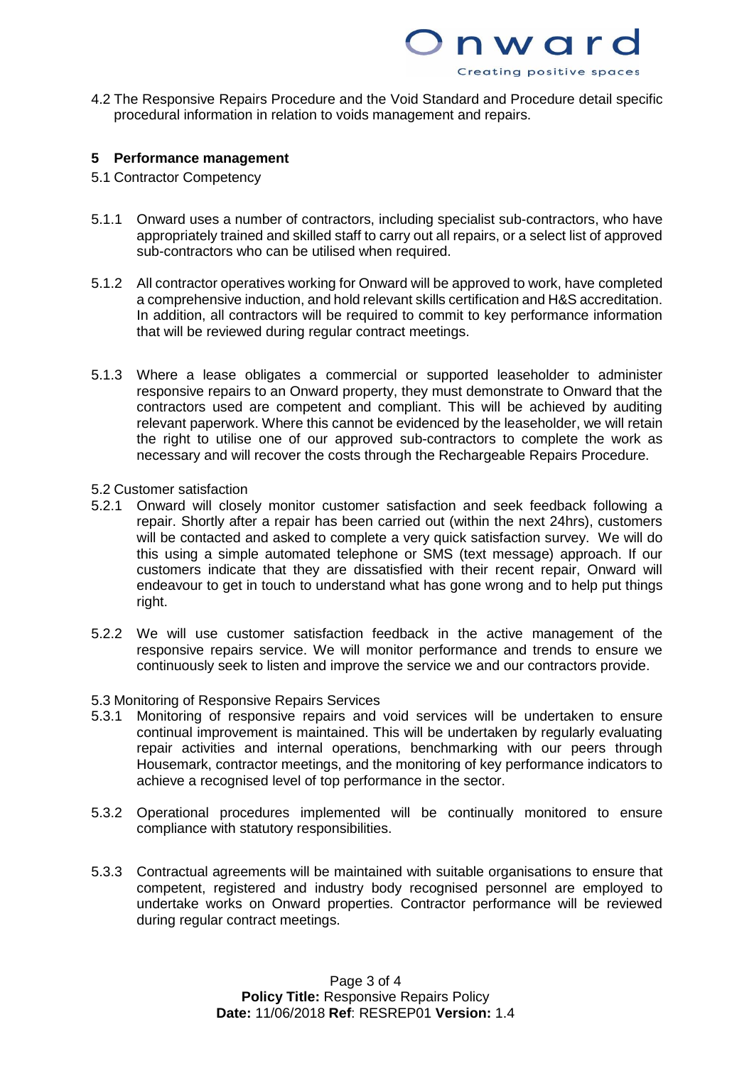4.2 The Responsive Repairs Procedure and the Void Standard and Procedure detail specific procedural information in relation to voids management and repairs.

## 5 Performance management

5.1 Contractor Competency

5.1.1 Onward uses a number of contractors, including specialist sub-contractors, who have appropriately trained and skilled staff to carry out all repairs, or a select list of approved sub-contractors who can be utilised when required.

5.1.2 All contractor operatives working for Onward will be approved to work, have completed a comprehensive induction, and hold relevant skills certification and H&S accreditation. In addition, all contractors will be required to commit to key performance information that will be reviewed during regular contract meetings.

5.1.3 Where a lease obligates a commercial or supported leaseholder to administer responsive repairs to an Onward property, they must demonstrate to Onward that the contractors used are competent and compliant. This will be achieved by auditing relevant paperwork. Where this cannot be evidenced by the leaseholder, we will retain the right to utilise one of our approved sub-contractors to complete the work as necessary and will recover the costs through the Rechargeable Repairs Procedure.

5.2 Customer satisfaction

5.2.1 Onward will closely monitor customer satisfaction and seek feedback following a repair. Shortly after a repair has been carried out (within the next 24hrs), customers will be contacted and asked to complete a very quick satisfaction survey. We will do this using a simple automated telephone or SMS (text message) approach. If our customers indicate that they are dissatisfied with their recent repair, Onward will endeavour to get in touch to understand what has gone wrong and to help put things right.

5.2.2 We will use customer satisfaction feedback in the active management of the responsive repairs service. We will monitor performance and trends to ensure we continuously seek to listen and improve the service we and our contractors provide.

5.3 Monitoring of Responsive Repairs Services

5.3.1 Monitoring of responsive repairs and void services will be undertaken to ensure continual improvement is maintained. This will be undertaken by regularly evaluating repair activities and internal operations, benchmarking with our peers through Housemark, contractor meetings, and the monitoring of key performance indicators to achieve a recognised level of top performance in the sector.

5.3.2 Operational procedures implemented will be continually monitored to ensure compliance with statutory responsibilities.

5.3.3 Contractual agreements will be maintained with suitable organisations to ensure that competent, registered and industry body recognised personnel are employed to undertake works on Onward properties. Contractor performance will be reviewed during regular contract meetings.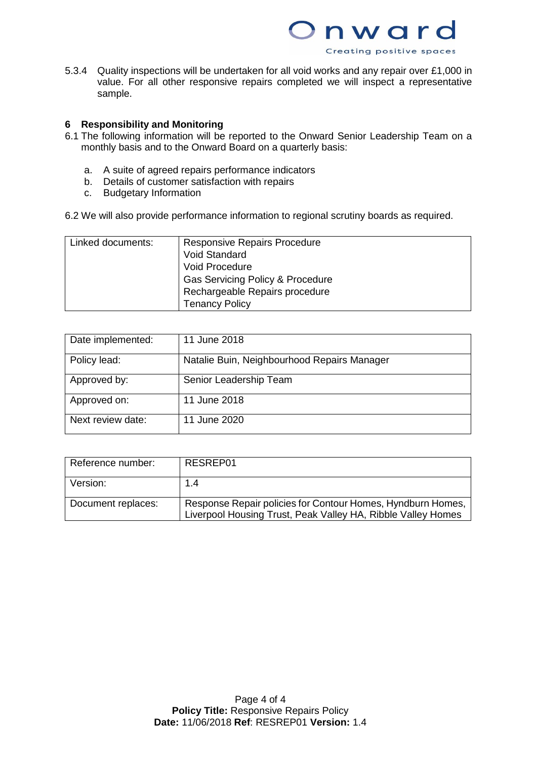5.3.4 Quality inspections will be undertaken for all void works and any repair over £1,000 in value. For all other responsive repairs completed we will inspect a representative sample.

## 6 Responsibility and Monitoring

6.1 The following information will be reported to the Onward Senior Leadership Team on a monthly basis and to the Onward Board on a quarterly basis:

a. A suite of agreed repairs performance indicators
b. Details of customer satisfaction with repairs
c. Budgetary Information

6.2 We will also provide performance information to regional scrutiny boards as required.

| | |
|---|---|
| Linked documents: | Responsive Repairs Procedure<br>Void Standard<br>Void Procedure<br>Gas Servicing Policy & Procedure<br>Rechargeable Repairs procedure<br>Tenancy Policy |

| | |
|---|---|
| Date implemented: | 11 June 2018 |
| Policy lead: | Natalie Buin, Neighbourhood Repairs Manager |
| Approved by: | Senior Leadership Team |
| Approved on: | 11 June 2018 |
| Next review date: | 11 June 2020 |

| | |
|---|---|
| Reference number: | RESREP01 |
| Version: | 1.4 |
| Document replaces: | Response Repair policies for Contour Homes, Hyndburn Homes, Liverpool Housing Trust, Peak Valley HA, Ribble Valley Homes |